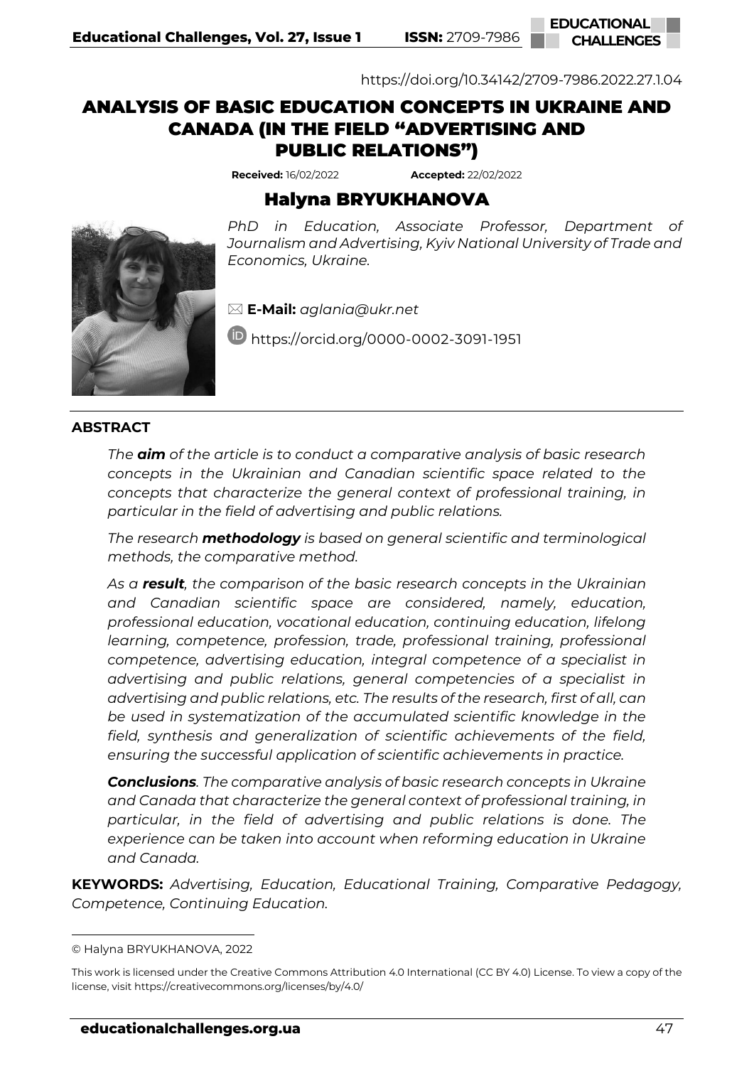https://doi.org/10.34142/2709-7986.2022.27.1.04

# ANALYSIS OF BASIC EDUCATION CONCEPTS IN UKRAINE AND CANADA (IN THE FIELD "ADVERTISING AND PUBLIC RELATIONS")

**Received:** 16/02/2022 **Accepted:** 22/02/2022

## Halyna BRYUKHANOVA

*PhD in Education, Associate Professor, Department of Journalism and Advertising, Kyiv National University of Trade and Economics, Ukraine.*

**E-Mail:** *aglania@ukr.net*

https://orcid.org/0000-0002-3091-1951

### ABSTRACT

*The **aim** of the article is to conduct a comparative analysis of basic research concepts in the Ukrainian and Canadian scientific space related to the concepts that characterize the general context of professional training, in particular in the field of advertising and public relations.*

*The research **methodology** is based on general scientific and terminological methods, the comparative method.*

*As a **result**, the comparison of the basic research concepts in the Ukrainian and Canadian scientific space are considered, namely, education, professional education, vocational education, continuing education, lifelong learning, competence, profession, trade, professional training, professional competence, advertising education, integral competence of a specialist in advertising and public relations, general competencies of a specialist in advertising and public relations, etc. The results of the research, first of all, can be used in systematization of the accumulated scientific knowledge in the field, synthesis and generalization of scientific achievements of the field, ensuring the successful application of scientific achievements in practice.*

***Conclusions**. The comparative analysis of basic research concepts in Ukraine and Canada that characterize the general context of professional training, in particular, in the field of advertising and public relations is done. The experience can be taken into account when reforming education in Ukraine and Canada.*

**KEYWORDS:** *Advertising, Education, Educational Training, Comparative Pedagogy, Competence, Continuing Education.*

---

© Halyna BRYUKHANOVA, 2022

This work is licensed under the Creative Commons Attribution 4.0 International (CC BY 4.0) License. To view a copy of the license, visit https://creativecommons.org/licenses/by/4.0/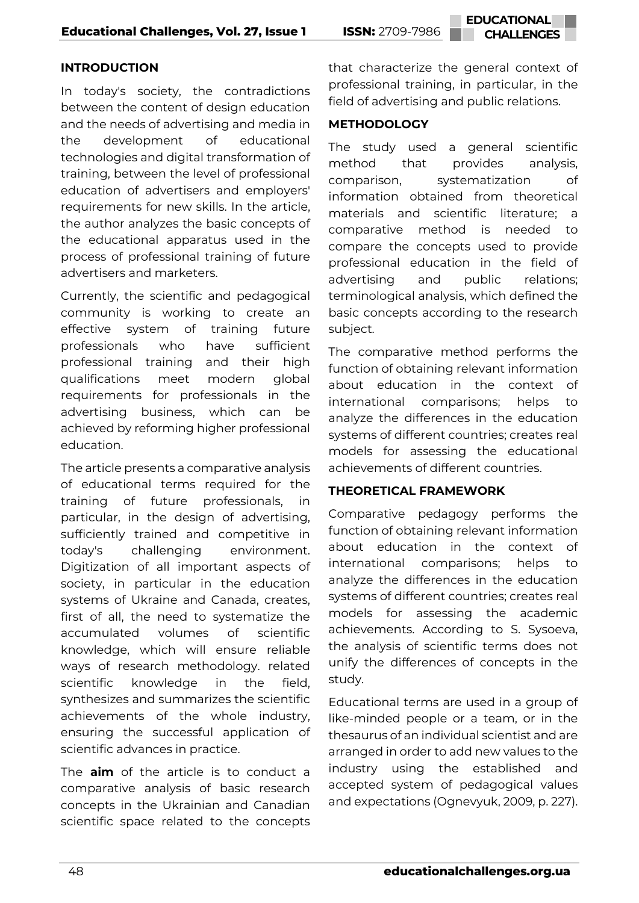## INTRODUCTION

In today's society, the contradictions between the content of design education and the needs of advertising and media in the development of educational technologies and digital transformation of training, between the level of professional education of advertisers and employers' requirements for new skills. In the article, the author analyzes the basic concepts of the educational apparatus used in the process of professional training of future advertisers and marketers.

Currently, the scientific and pedagogical community is working to create an effective system of training future professionals who have sufficient professional training and their high qualifications meet modern global requirements for professionals in the advertising business, which can be achieved by reforming higher professional education.

The article presents a comparative analysis of educational terms required for the training of future professionals, in particular, in the design of advertising, sufficiently trained and competitive in today's challenging environment. Digitization of all important aspects of society, in particular in the education systems of Ukraine and Canada, creates, first of all, the need to systematize the accumulated volumes of scientific knowledge, which will ensure reliable ways of research methodology. related scientific knowledge in the field, synthesizes and summarizes the scientific achievements of the whole industry, ensuring the successful application of scientific advances in practice.

The **aim** of the article is to conduct a comparative analysis of basic research concepts in the Ukrainian and Canadian scientific space related to the concepts that characterize the general context of professional training, in particular, in the field of advertising and public relations.

## METHODOLOGY

The study used a general scientific method that provides analysis, comparison, systematization of information obtained from theoretical materials and scientific literature; a comparative method is needed to compare the concepts used to provide professional education in the field of advertising and public relations; terminological analysis, which defined the basic concepts according to the research subject.

The comparative method performs the function of obtaining relevant information about education in the context of international comparisons; helps to analyze the differences in the education systems of different countries; creates real models for assessing the educational achievements of different countries.

## THEORETICAL FRAMEWORK

Comparative pedagogy performs the function of obtaining relevant information about education in the context of international comparisons; helps to analyze the differences in the education systems of different countries; creates real models for assessing the academic achievements. According to S. Sysoeva, the analysis of scientific terms does not unify the differences of concepts in the study.

Educational terms are used in a group of like-minded people or a team, or in the thesaurus of an individual scientist and are arranged in order to add new values to the industry using the established and accepted system of pedagogical values and expectations (Ognevyuk, 2009, p. 227).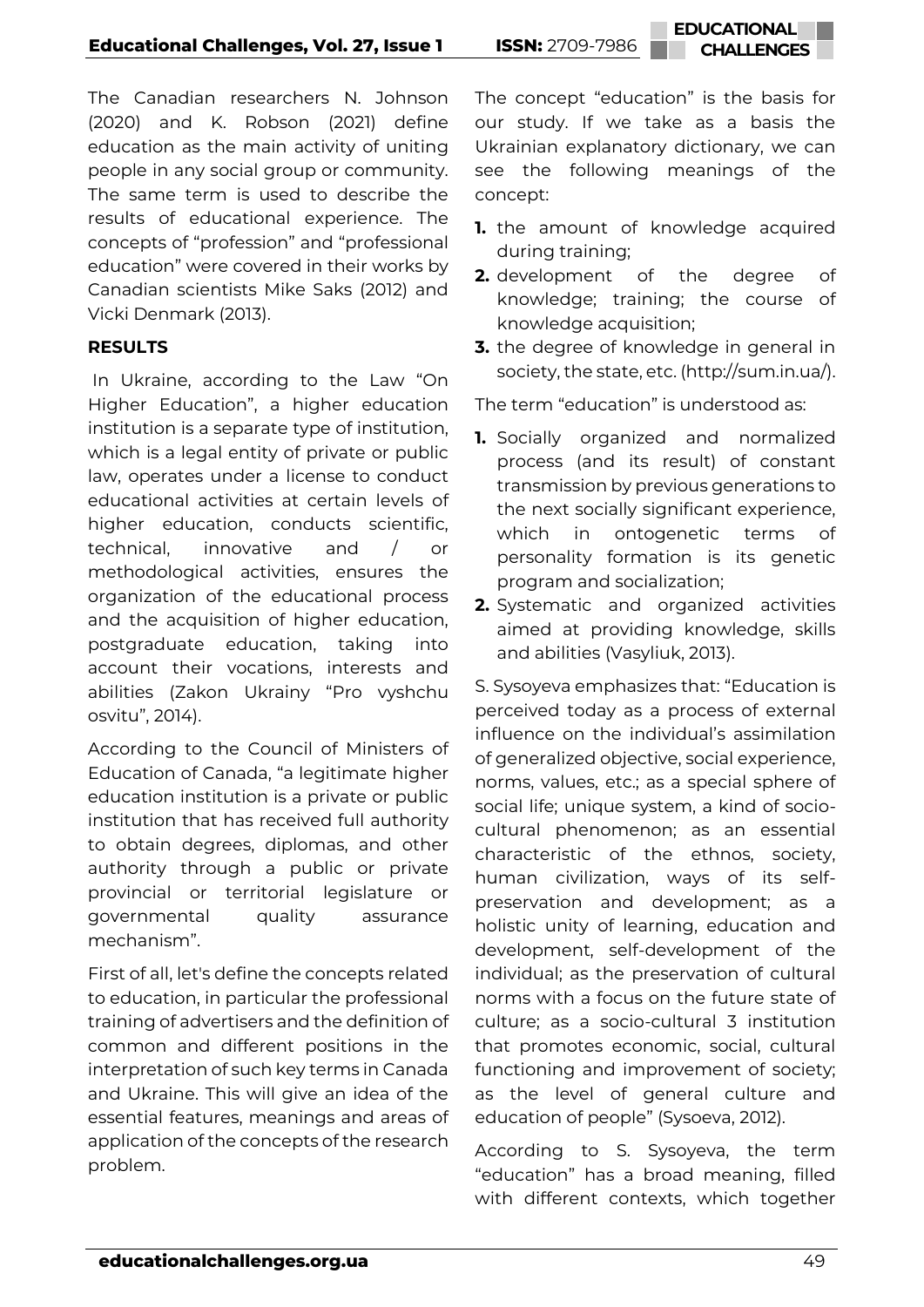The Canadian researchers N. Johnson (2020) and K. Robson (2021) define education as the main activity of uniting people in any social group or community. The same term is used to describe the results of educational experience. The concepts of "profession" and "professional education" were covered in their works by Canadian scientists Mike Saks (2012) and Vicki Denmark (2013).

**RESULTS**

In Ukraine, according to the Law "On Higher Education", a higher education institution is a separate type of institution, which is a legal entity of private or public law, operates under a license to conduct educational activities at certain levels of higher education, conducts scientific, technical, innovative and / or methodological activities, ensures the organization of the educational process and the acquisition of higher education, postgraduate education, taking into account their vocations, interests and abilities (Zakon Ukrainy "Pro vyshchu osvitu", 2014).

According to the Council of Ministers of Education of Canada, "a legitimate higher education institution is a private or public institution that has received full authority to obtain degrees, diplomas, and other authority through a public or private provincial or territorial legislature or governmental quality assurance mechanism".

First of all, let's define the concepts related to education, in particular the professional training of advertisers and the definition of common and different positions in the interpretation of such key terms in Canada and Ukraine. This will give an idea of the essential features, meanings and areas of application of the concepts of the research problem.

The concept "education" is the basis for our study. If we take as a basis the Ukrainian explanatory dictionary, we can see the following meanings of the concept:

1. the amount of knowledge acquired during training;
2. development of the degree of knowledge; training; the course of knowledge acquisition;
3. the degree of knowledge in general in society, the state, etc. (http://sum.in.ua/).

The term "education" is understood as:

1. Socially organized and normalized process (and its result) of constant transmission by previous generations to the next socially significant experience, which in ontogenetic terms of personality formation is its genetic program and socialization;
2. Systematic and organized activities aimed at providing knowledge, skills and abilities (Vasyliuk, 2013).

S. Sysoyeva emphasizes that: "Education is perceived today as a process of external influence on the individual's assimilation of generalized objective, social experience, norms, values, etc.; as a special sphere of social life; unique system, a kind of socio-cultural phenomenon; as an essential characteristic of the ethnos, society, human civilization, ways of its self-preservation and development; as a holistic unity of learning, education and development, self-development of the individual; as the preservation of cultural norms with a focus on the future state of culture; as a socio-cultural 3 institution that promotes economic, social, cultural functioning and improvement of society; as the level of general culture and education of people" (Sysoeva, 2012).

According to S. Sysoyeva, the term "education" has a broad meaning, filled with different contexts, which together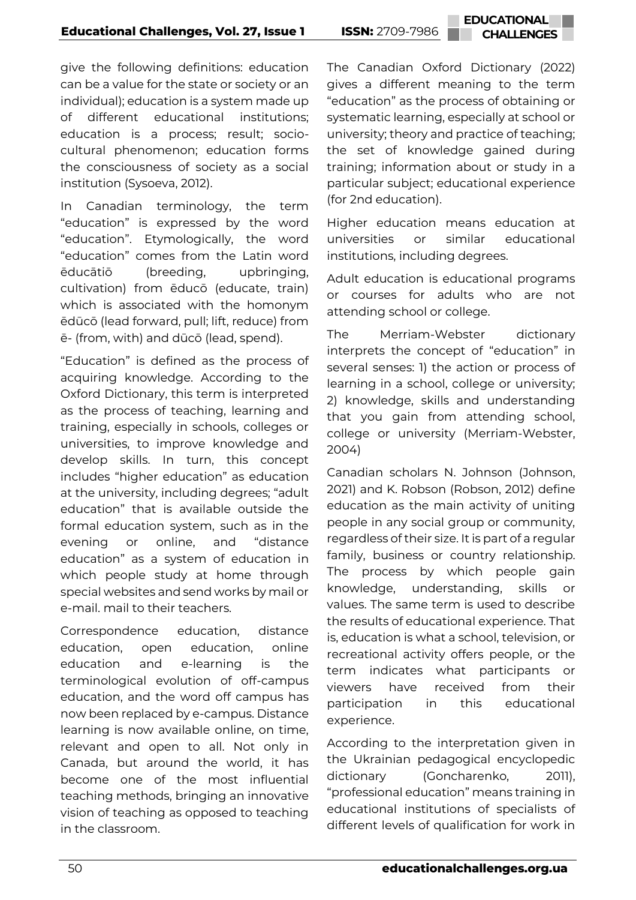give the following definitions: education can be a value for the state or society or an individual); education is a system made up of different educational institutions; education is a process; result; socio-cultural phenomenon; education forms the consciousness of society as a social institution (Sysoeva, 2012).

In Canadian terminology, the term "education" is expressed by the word "education". Etymologically, the word "education" comes from the Latin word ēducātiō (breeding, upbringing, cultivation) from ēducō (educate, train) which is associated with the homonym ēdūcō (lead forward, pull; lift, reduce) from ē- (from, with) and dūcō (lead, spend).

"Education" is defined as the process of acquiring knowledge. According to the Oxford Dictionary, this term is interpreted as the process of teaching, learning and training, especially in schools, colleges or universities, to improve knowledge and develop skills. In turn, this concept includes "higher education" as education at the university, including degrees; "adult education" that is available outside the formal education system, such as in the evening or online, and "distance education" as a system of education in which people study at home through special websites and send works by mail or e-mail. mail to their teachers.

Correspondence education, distance education, open education, online education and e-learning is the terminological evolution of off-campus education, and the word off campus has now been replaced by e-campus. Distance learning is now available online, on time, relevant and open to all. Not only in Canada, but around the world, it has become one of the most influential teaching methods, bringing an innovative vision of teaching as opposed to teaching in the classroom.

The Canadian Oxford Dictionary (2022) gives a different meaning to the term "education" as the process of obtaining or systematic learning, especially at school or university; theory and practice of teaching; the set of knowledge gained during training; information about or study in a particular subject; educational experience (for 2nd education).

Higher education means education at universities or similar educational institutions, including degrees.

Adult education is educational programs or courses for adults who are not attending school or college.

The Merriam-Webster dictionary interprets the concept of "education" in several senses: 1) the action or process of learning in a school, college or university; 2) knowledge, skills and understanding that you gain from attending school, college or university (Merriam-Webster, 2004)

Canadian scholars N. Johnson (Johnson, 2021) and K. Robson (Robson, 2012) define education as the main activity of uniting people in any social group or community, regardless of their size. It is part of a regular family, business or country relationship. The process by which people gain knowledge, understanding, skills or values. The same term is used to describe the results of educational experience. That is, education is what a school, television, or recreational activity offers people, or the term indicates what participants or viewers have received from their participation in this educational experience.

According to the interpretation given in the Ukrainian pedagogical encyclopedic dictionary (Goncharenko, 2011), "professional education" means training in educational institutions of specialists of different levels of qualification for work in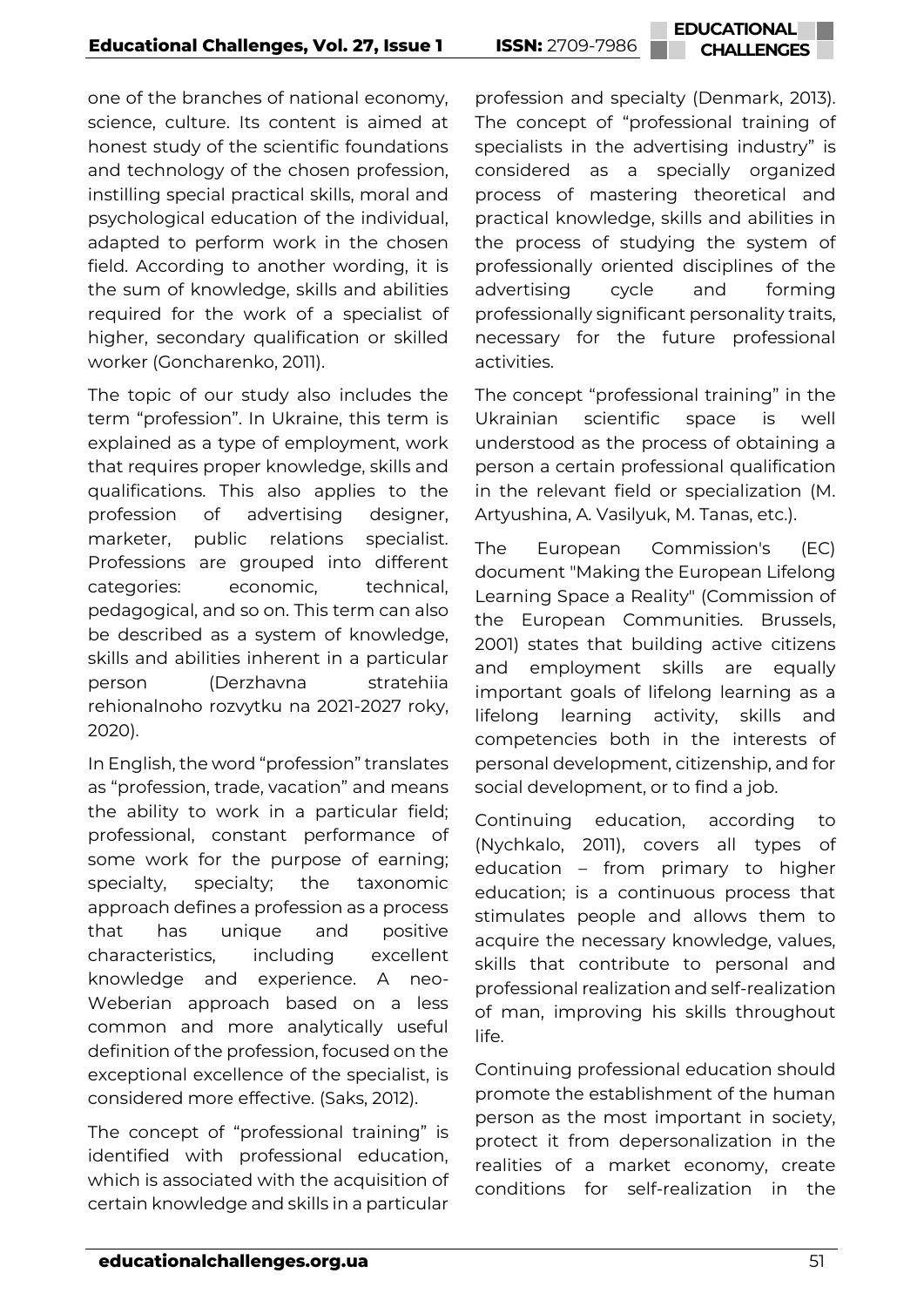one of the branches of national economy, science, culture. Its content is aimed at honest study of the scientific foundations and technology of the chosen profession, instilling special practical skills, moral and psychological education of the individual, adapted to perform work in the chosen field. According to another wording, it is the sum of knowledge, skills and abilities required for the work of a specialist of higher, secondary qualification or skilled worker (Goncharenko, 2011).

The topic of our study also includes the term "profession". In Ukraine, this term is explained as a type of employment, work that requires proper knowledge, skills and qualifications. This also applies to the profession of advertising designer, marketer, public relations specialist. Professions are grouped into different categories: economic, technical, pedagogical, and so on. This term can also be described as a system of knowledge, skills and abilities inherent in a particular person (Derzhavna stratehiia rehionalnoho rozvytku na 2021-2027 roky, 2020).

In English, the word "profession" translates as "profession, trade, vacation" and means the ability to work in a particular field; professional, constant performance of some work for the purpose of earning; specialty, specialty; the taxonomic approach defines a profession as a process that has unique and positive characteristics, including excellent knowledge and experience. A neo-Weberian approach based on a less common and more analytically useful definition of the profession, focused on the exceptional excellence of the specialist, is considered more effective. (Saks, 2012).

The concept of "professional training" is identified with professional education, which is associated with the acquisition of certain knowledge and skills in a particular profession and specialty (Denmark, 2013). The concept of "professional training of specialists in the advertising industry" is considered as a specially organized process of mastering theoretical and practical knowledge, skills and abilities in the process of studying the system of professionally oriented disciplines of the advertising cycle and forming professionally significant personality traits, necessary for the future professional activities.

The concept "professional training" in the Ukrainian scientific space is well understood as the process of obtaining a person a certain professional qualification in the relevant field or specialization (M. Artyushina, A. Vasilyuk, M. Tanas, etc.).

The European Commission's (EC) document "Making the European Lifelong Learning Space a Reality" (Commission of the European Communities. Brussels, 2001) states that building active citizens and employment skills are equally important goals of lifelong learning as a lifelong learning activity, skills and competencies both in the interests of personal development, citizenship, and for social development, or to find a job.

Continuing education, according to (Nychkalo, 2011), covers all types of education – from primary to higher education; is a continuous process that stimulates people and allows them to acquire the necessary knowledge, values, skills that contribute to personal and professional realization and self-realization of man, improving his skills throughout life.

Continuing professional education should promote the establishment of the human person as the most important in society, protect it from depersonalization in the realities of a market economy, create conditions for self-realization in the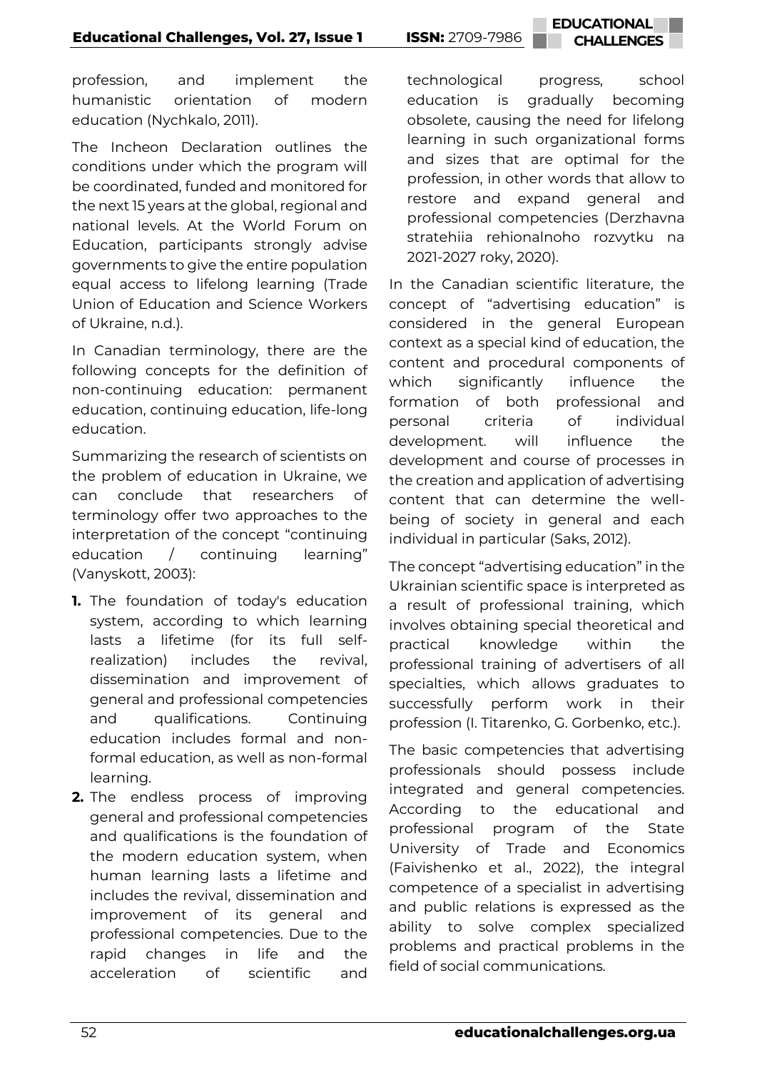profession, and implement the humanistic orientation of modern education (Nychkalo, 2011).

The Incheon Declaration outlines the conditions under which the program will be coordinated, funded and monitored for the next 15 years at the global, regional and national levels. At the World Forum on Education, participants strongly advise governments to give the entire population equal access to lifelong learning (Trade Union of Education and Science Workers of Ukraine, n.d.).

In Canadian terminology, there are the following concepts for the definition of non-continuing education: permanent education, continuing education, life-long education.

Summarizing the research of scientists on the problem of education in Ukraine, we can conclude that researchers of terminology offer two approaches to the interpretation of the concept "continuing education / continuing learning" (Vanyskott, 2003):

1. The foundation of today's education system, according to which learning lasts a lifetime (for its full self-realization) includes the revival, dissemination and improvement of general and professional competencies and qualifications. Continuing education includes formal and non-formal education, as well as non-formal learning.
2. The endless process of improving general and professional competencies and qualifications is the foundation of the modern education system, when human learning lasts a lifetime and includes the revival, dissemination and improvement of its general and professional competencies. Due to the rapid changes in life and the acceleration of scientific and technological progress, school education is gradually becoming obsolete, causing the need for lifelong learning in such organizational forms and sizes that are optimal for the profession, in other words that allow to restore and expand general and professional competencies (Derzhavna stratehiia rehionalnoho rozvytku na 2021-2027 roky, 2020).

In the Canadian scientific literature, the concept of "advertising education" is considered in the general European context as a special kind of education, the content and procedural components of which significantly influence the formation of both professional and personal criteria of individual development. will influence the development and course of processes in the creation and application of advertising content that can determine the well-being of society in general and each individual in particular (Saks, 2012).

The concept "advertising education" in the Ukrainian scientific space is interpreted as a result of professional training, which involves obtaining special theoretical and practical knowledge within the professional training of advertisers of all specialties, which allows graduates to successfully perform work in their profession (I. Titarenko, G. Gorbenko, etc.).

The basic competencies that advertising professionals should possess include integrated and general competencies. According to the educational and professional program of the State University of Trade and Economics (Faivishenko et al., 2022), the integral competence of a specialist in advertising and public relations is expressed as the ability to solve complex specialized problems and practical problems in the field of social communications.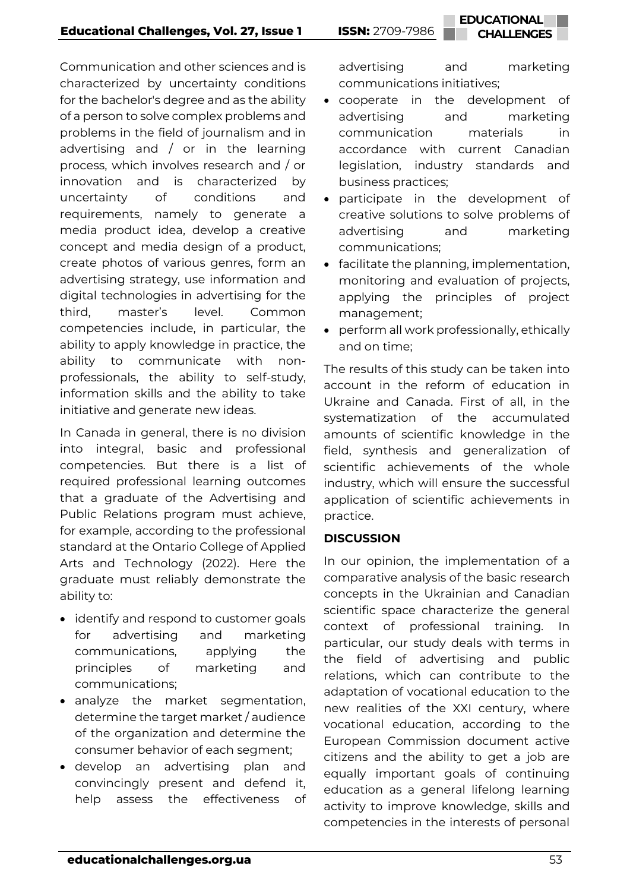Communication and other sciences and is characterized by uncertainty conditions for the bachelor's degree and as the ability of a person to solve complex problems and problems in the field of journalism and in advertising and / or in the learning process, which involves research and / or innovation and is characterized by uncertainty of conditions and requirements, namely to generate a media product idea, develop a creative concept and media design of a product, create photos of various genres, form an advertising strategy, use information and digital technologies in advertising for the third, master's level. Common competencies include, in particular, the ability to apply knowledge in practice, the ability to communicate with non-professionals, the ability to self-study, information skills and the ability to take initiative and generate new ideas.

In Canada in general, there is no division into integral, basic and professional competencies. But there is a list of required professional learning outcomes that a graduate of the Advertising and Public Relations program must achieve, for example, according to the professional standard at the Ontario College of Applied Arts and Technology (2022). Here the graduate must reliably demonstrate the ability to:

- identify and respond to customer goals for advertising and marketing communications, applying the principles of marketing and communications;
- analyze the market segmentation, determine the target market / audience of the organization and determine the consumer behavior of each segment;
- develop an advertising plan and convincingly present and defend it, help assess the effectiveness of advertising and marketing communications initiatives;
- cooperate in the development of advertising and marketing communication materials in accordance with current Canadian legislation, industry standards and business practices;
- participate in the development of creative solutions to solve problems of advertising and marketing communications;
- facilitate the planning, implementation, monitoring and evaluation of projects, applying the principles of project management;
- perform all work professionally, ethically and on time;

The results of this study can be taken into account in the reform of education in Ukraine and Canada. First of all, in the systematization of the accumulated amounts of scientific knowledge in the field, synthesis and generalization of scientific achievements of the whole industry, which will ensure the successful application of scientific achievements in practice.

## DISCUSSION

In our opinion, the implementation of a comparative analysis of the basic research concepts in the Ukrainian and Canadian scientific space characterize the general context of professional training. In particular, our study deals with terms in the field of advertising and public relations, which can contribute to the adaptation of vocational education to the new realities of the XXI century, where vocational education, according to the European Commission document active citizens and the ability to get a job are equally important goals of continuing education as a general lifelong learning activity to improve knowledge, skills and competencies in the interests of personal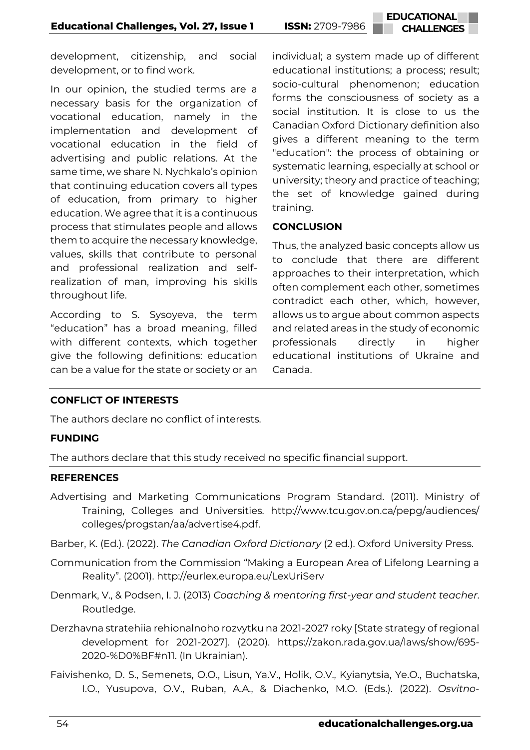development, citizenship, and social development, or to find work.

In our opinion, the studied terms are a necessary basis for the organization of vocational education, namely in the implementation and development of vocational education in the field of advertising and public relations. At the same time, we share N. Nychkalo's opinion that continuing education covers all types of education, from primary to higher education. We agree that it is a continuous process that stimulates people and allows them to acquire the necessary knowledge, values, skills that contribute to personal and professional realization and self-realization of man, improving his skills throughout life.

According to S. Sysoyeva, the term "education" has a broad meaning, filled with different contexts, which together give the following definitions: education can be a value for the state or society or an individual; a system made up of different educational institutions; a process; result; socio-cultural phenomenon; education forms the consciousness of society as a social institution. It is close to us the Canadian Oxford Dictionary definition also gives a different meaning to the term "education": the process of obtaining or systematic learning, especially at school or university; theory and practice of teaching; the set of knowledge gained during training.

## CONCLUSION

Thus, the analyzed basic concepts allow us to conclude that there are different approaches to their interpretation, which often complement each other, sometimes contradict each other, which, however, allows us to argue about common aspects and related areas in the study of economic professionals directly in higher educational institutions of Ukraine and Canada.

## CONFLICT OF INTERESTS

The authors declare no conflict of interests.

## FUNDING

The authors declare that this study received no specific financial support.

## REFERENCES

Advertising and Marketing Communications Program Standard. (2011). Ministry of Training, Colleges and Universities. http://www.tcu.gov.on.ca/pepg/audiences/colleges/progstan/aa/advertise4.pdf.

Barber, K. (Ed.). (2022). *The Canadian Oxford Dictionary* (2 ed.). Oxford University Press.

Communication from the Commission "Making a European Area of Lifelong Learning a Reality". (2001). http://eurlex.europa.eu/LexUriServ

Denmark, V., & Podsen, I. J. (2013) *Coaching & mentoring first-year and student teacher*. Routledge.

Derzhavna stratehiia rehionalnoho rozvytku na 2021-2027 roky [State strategy of regional development for 2021-2027]. (2020). https://zakon.rada.gov.ua/laws/show/695-2020-%D0%BF#n11. (In Ukrainian).

Faivishenko, D. S., Semenets, O.O., Lisun, Ya.V., Holik, O.V., Kyianytsia, Ye.O., Buchatska, I.O., Yusupova, O.V., Ruban, A.A., & Diachenko, M.O. (Eds.). (2022). *Osvitno-*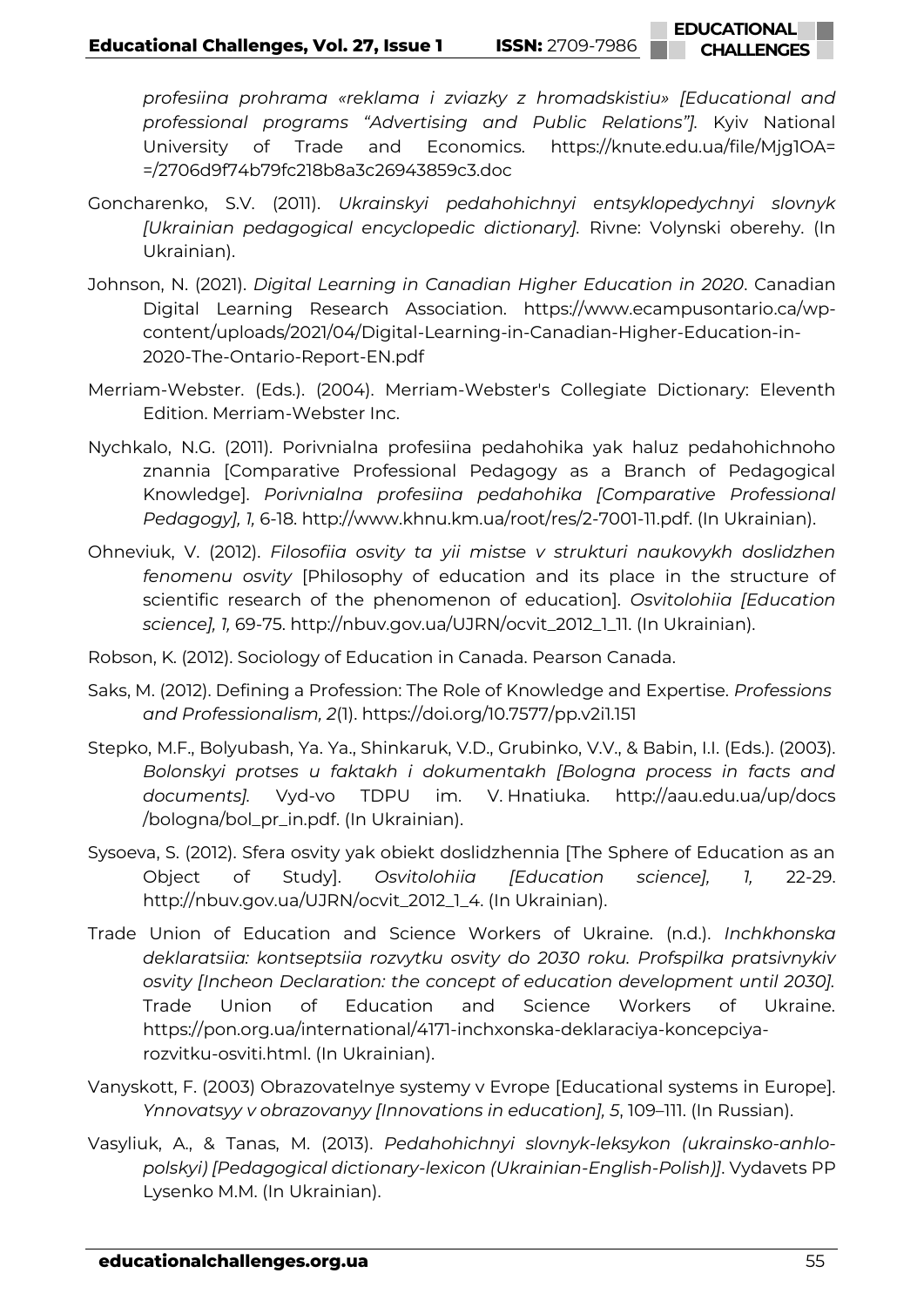*profesiina prohrama «reklama i zviazky z hromadskistiu» [Educational and professional programs "Advertising and Public Relations"].* Kyiv National University of Trade and Economics. https://knute.edu.ua/file/Mjg1OA==/2706d9f74b79fc218b8a3c26943859c3.doc

Goncharenko, S.V. (2011). *Ukrainskyi pedahohichnyi entsyklopedychnyi slovnyk [Ukrainian pedagogical encyclopedic dictionary].* Rivne: Volynski oberehy. (In Ukrainian).

Johnson, N. (2021). *Digital Learning in Canadian Higher Education in 2020*. Canadian Digital Learning Research Association. https://www.ecampusontario.ca/wp-content/uploads/2021/04/Digital-Learning-in-Canadian-Higher-Education-in-2020-The-Ontario-Report-EN.pdf

Merriam-Webster. (Eds.). (2004). Merriam-Webster's Collegiate Dictionary: Eleventh Edition. Merriam-Webster Inc.

Nychkalo, N.G. (2011). Porivnialna profesiina pedahohika yak haluz pedahohichnoho znannia [Comparative Professional Pedagogy as a Branch of Pedagogical Knowledge]. *Porivnialna profesiina pedahohika [Comparative Professional Pedagogy], 1,* 6-18. http://www.khnu.km.ua/root/res/2-7001-11.pdf. (In Ukrainian).

Ohneviuk, V. (2012). *Filosofiia osvity ta yii mistse v strukturi naukovykh doslidzhen fenomenu osvity* [Philosophy of education and its place in the structure of scientific research of the phenomenon of education]. *Osvitolohiia [Education science], 1,* 69-75. http://nbuv.gov.ua/UJRN/ocvit_2012_1_11. (In Ukrainian).

Robson, K. (2012). Sociology of Education in Canada. Pearson Canada.

Saks, M. (2012). Defining a Profession: The Role of Knowledge and Expertise. *Professions and Professionalism, 2*(1). https://doi.org/10.7577/pp.v2i1.151

Stepko, M.F., Bolyubash, Ya. Ya., Shinkaruk, V.D., Grubinko, V.V., & Babin, I.I. (Eds.). (2003). *Bolonskyi protses u faktakh i dokumentakh [Bologna process in facts and documents].* Vyd-vo TDPU im. V. Hnatiuka. http://aau.edu.ua/up/docs/bologna/bol_pr_in.pdf. (In Ukrainian).

Sysoeva, S. (2012). Sfera osvity yak obiekt doslidzhennia [The Sphere of Education as an Object of Study]. *Osvitolohiia [Education science], 1,* 22-29. http://nbuv.gov.ua/UJRN/ocvit_2012_1_4. (In Ukrainian).

Trade Union of Education and Science Workers of Ukraine. (n.d.). *Inchkhonska deklaratsiia: kontseptsiia rozvytku osvity do 2030 roku. Profspilka pratsivnykiv osvity [Incheon Declaration: the concept of education development until 2030].* Trade Union of Education and Science Workers of Ukraine. https://pon.org.ua/international/4171-inchxonska-deklaraciya-koncepciya-rozvitku-osviti.html. (In Ukrainian).

Vanyskott, F. (2003) Obrazovatelnye systemy v Evrope [Educational systems in Europe]. *Ynnovatsyy v obrazovanyy [Innovations in education], 5*, 109–111. (In Russian).

Vasyliuk, A., & Tanas, M. (2013). *Pedahohichnyi slovnyk-leksykon (ukrainsko-anhlo-polskyi) [Pedagogical dictionary-lexicon (Ukrainian-English-Polish)]*. Vydavets PP Lysenko M.M. (In Ukrainian).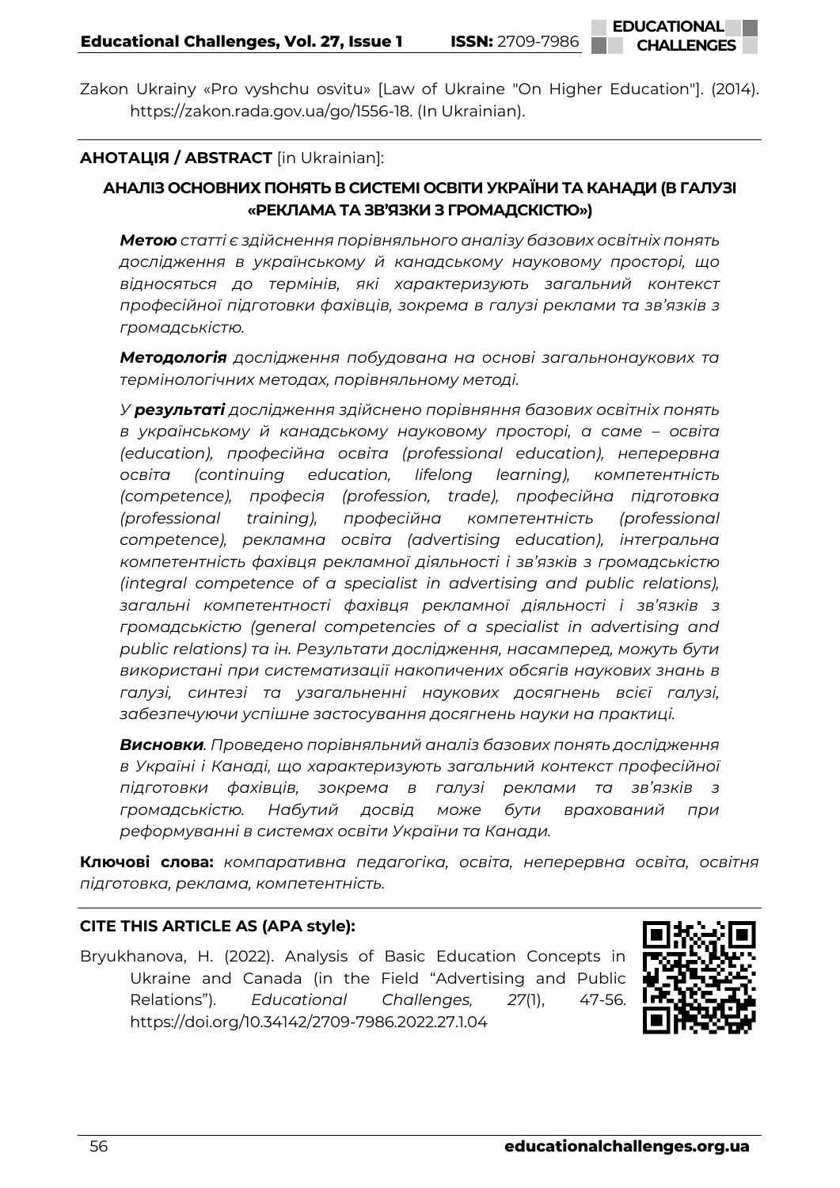Zakon Ukrainy «Pro vyshchu osvitu» [Law of Ukraine "On Higher Education"]. (2014). https://zakon.rada.gov.ua/go/1556-18. (In Ukrainian).

**АНОТАЦІЯ / ABSTRACT** [in Ukrainian]:

## АНАЛІЗ ОСНОВНИХ ПОНЯТЬ В СИСТЕМІ ОСВІТИ УКРАЇНИ ТА КАНАДИ (В ГАЛУЗІ «РЕКЛАМА ТА ЗВ'ЯЗКИ З ГРОМАДСКІСТЮ»)

***Метою*** *статті є здійснення порівняльного аналізу базових освітніх понять дослідження в українському й канадському науковому просторі, що відносяться до термінів, які характеризують загальний контекст професійної підготовки фахівців, зокрема в галузі реклами та зв'язків з громадськістю.*

***Методологія*** *дослідження побудована на основі загальнонаукових та термінологічних методах, порівняльному методі.*

*У* ***результаті*** *дослідження здійснено порівняння базових освітніх понять в українському й канадському науковому просторі, а саме – освіта (education), професійна освіта (professional education), неперервна освіта (continuing education, lifelong learning), компетентність (competence), професія (profession, trade), професійна підготовка (professional training), професійна компетентність (professional competence), рекламна освіта (advertising education), інтегральна компетентність фахівця рекламної діяльності і зв'язків з громадськістю (integral competence of a specialist in advertising and public relations), загальні компетентності фахівця рекламної діяльності і зв'язків з громадськістю (general competencies of a specialist in advertising and public relations) та ін. Результати дослідження, насамперед, можуть бути використані при систематизації накопичених обсягів наукових знань в галузі, синтезі та узагальненні наукових досягнень всієї галузі, забезпечуючи успішне застосування досягнень науки на практиці.*

***Висновки***. *Проведено порівняльний аналіз базових понять дослідження в Україні і Канаді, що характеризують загальний контекст професійної підготовки фахівців, зокрема в галузі реклами та зв'язків з громадськістю. Набутий досвід може бути врахований при реформуванні в системах освіти України та Канади.*

**Ключові слова:** *компаративна педагогіка, освіта, неперервна освіта, освітня підготовка, реклама, компетентність.*

**CITE THIS ARTICLE AS (APA style):**

Bryukhanova, H. (2022). Analysis of Basic Education Concepts in Ukraine and Canada (in the Field “Advertising and Public Relations”). *Educational Challenges, 27*(1), 47-56. https://doi.org/10.34142/2709-7986.2022.27.1.04